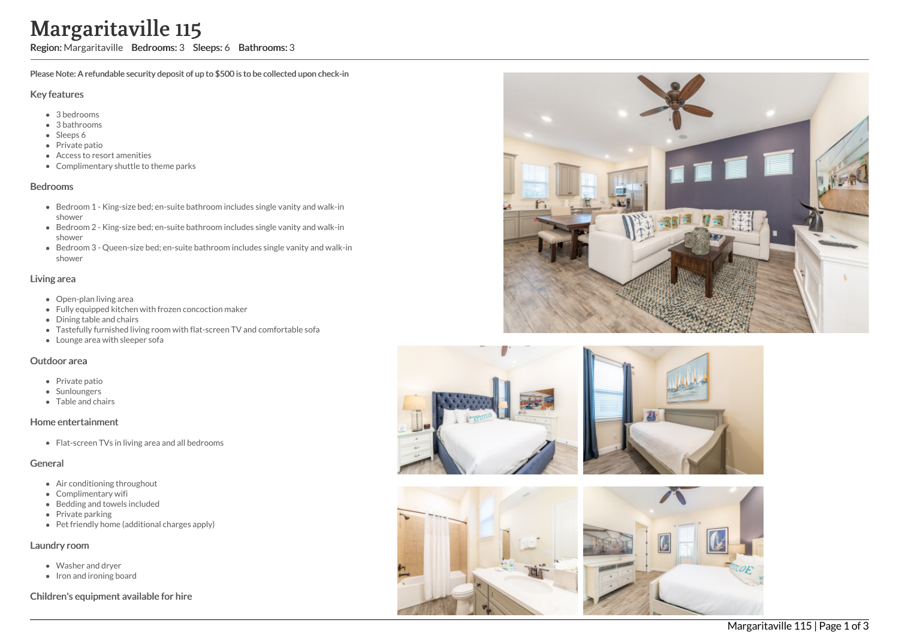# Margaritaville 115

**Region:** Margaritaville **Bedrooms:** 3 **Sleeps:** 6 **Bathrooms:** 3

**Please Note: A refundable security deposit of up to $500 is to be collected upon check-in**

## Key features

- 3 bedrooms
- 3 bathrooms
- Sleeps 6
- Private patio
- Access to resort amenities
- Complimentary shuttle to theme parks

## Bedrooms

- Bedroom 1 - King-size bed; en-suite bathroom includes single vanity and walk-in shower
- Bedroom 2 - King-size bed; en-suite bathroom includes single vanity and walk-in shower
- Bedroom 3 - Queen-size bed; en-suite bathroom includes single vanity and walk-in shower

## Living area

- Open-plan living area
- Fully equipped kitchen with frozen concoction maker
- Dining table and chairs
- Tastefully furnished living room with flat-screen TV and comfortable sofa
- Lounge area with sleeper sofa

## Outdoor area

- Private patio
- Sunloungers
- Table and chairs

## Home entertainment

- Flat-screen TVs in living area and all bedrooms

## General

- Air conditioning throughout
- Complimentary wifi
- Bedding and towels included
- Private parking
- Pet friendly home (additional charges apply)

## Laundry room

- Washer and dryer
- Iron and ironing board

## Children's equipment available for hire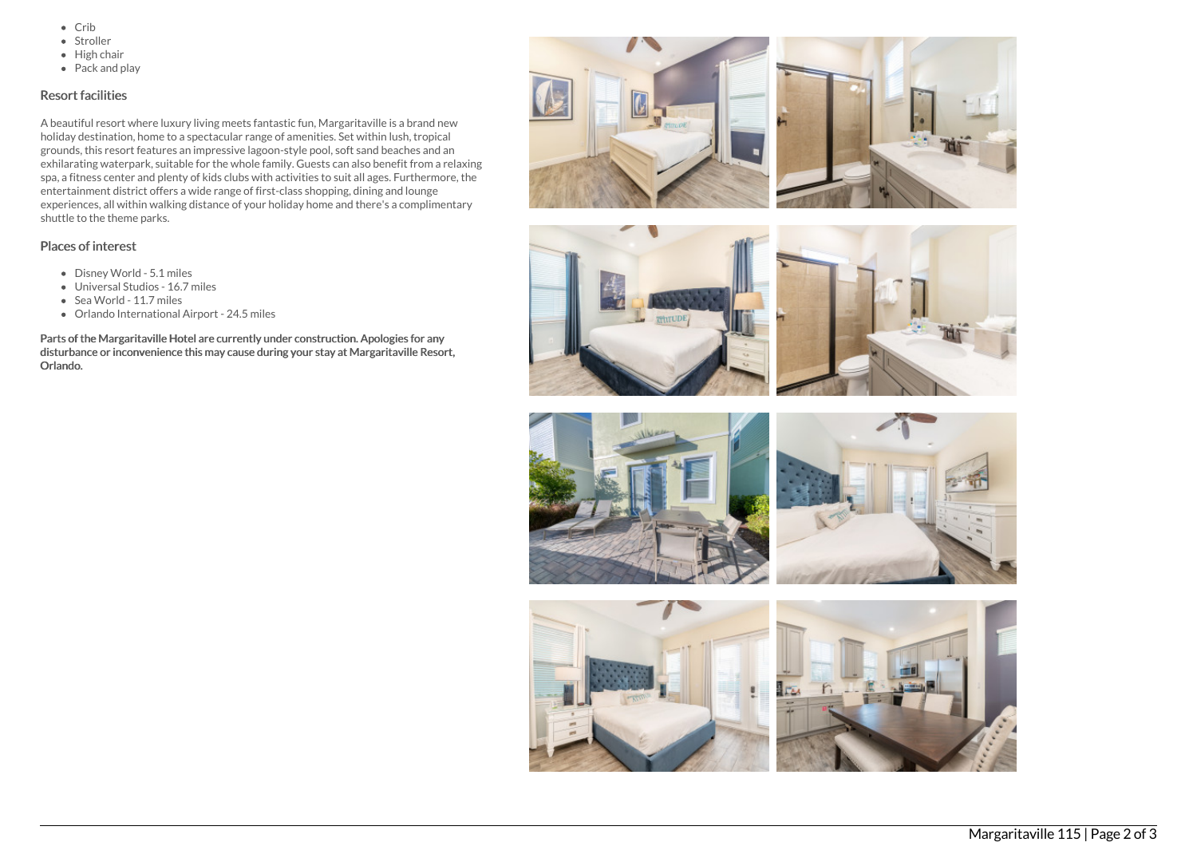- Crib
- Stroller
- High chair
- Pack and play

### Resort facilities

A beautiful resort where luxury living meets fantastic fun, Margaritaville is a brand new holiday destination, home to a spectacular range of amenities. Set within lush, tropical grounds, this resort features an impressive lagoon-style pool, soft sand beaches and an exhilarating waterpark, suitable for the whole family. Guests can also benefit from a relaxing spa, a fitness center and plenty of kids clubs with activities to suit all ages. Furthermore, the entertainment district offers a wide range of first-class shopping, dining and lounge experiences, all within walking distance of your holiday home and there's a complimentary shuttle to the theme parks.

### Places of interest

- Disney World - 5.1 miles
- Universal Studios - 16.7 miles
- Sea World - 11.7 miles
- Orlando International Airport - 24.5 miles

**Parts of the Margaritaville Hotel are currently under construction. Apologies for any disturbance or inconvenience this may cause during your stay at Margaritaville Resort, Orlando.**